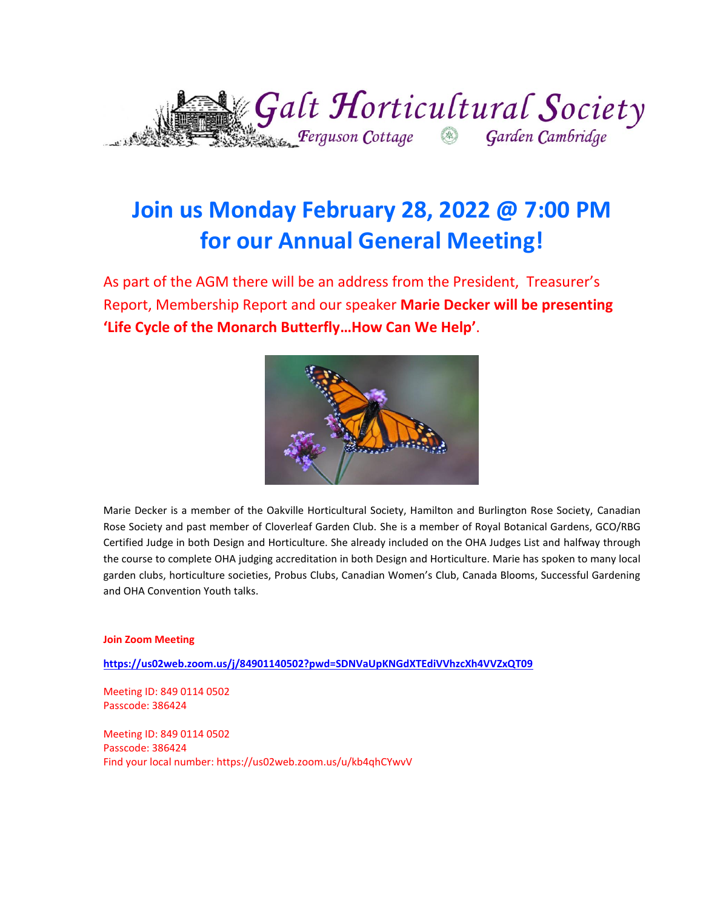# Galt Horticultural Society

Ferguson Cottage Garden Cambridge

## Join us Monday February 28, 2022 @ 7:00 PM for our Annual General Meeting!

As part of the AGM there will be an address from the President, Treasurer's Report, Membership Report and our speaker **Marie Decker will be presenting 'Life Cycle of the Monarch Butterfly…How Can We Help'**.

Marie Decker is a member of the Oakville Horticultural Society, Hamilton and Burlington Rose Society, Canadian Rose Society and past member of Cloverleaf Garden Club. She is a member of Royal Botanical Gardens, GCO/RBG Certified Judge in both Design and Horticulture. She already included on the OHA Judges List and halfway through the course to complete OHA judging accreditation in both Design and Horticulture. Marie has spoken to many local garden clubs, horticulture societies, Probus Clubs, Canadian Women's Club, Canada Blooms, Successful Gardening and OHA Convention Youth talks.

**Join Zoom Meeting**

https://us02web.zoom.us/j/84901140502?pwd=SDNVaUpKNGdXTEdiVVhzcXh4VVZxQT09

Meeting ID: 849 0114 0502
Passcode: 386424

Meeting ID: 849 0114 0502
Passcode: 386424
Find your local number: https://us02web.zoom.us/u/kb4qhCYwvV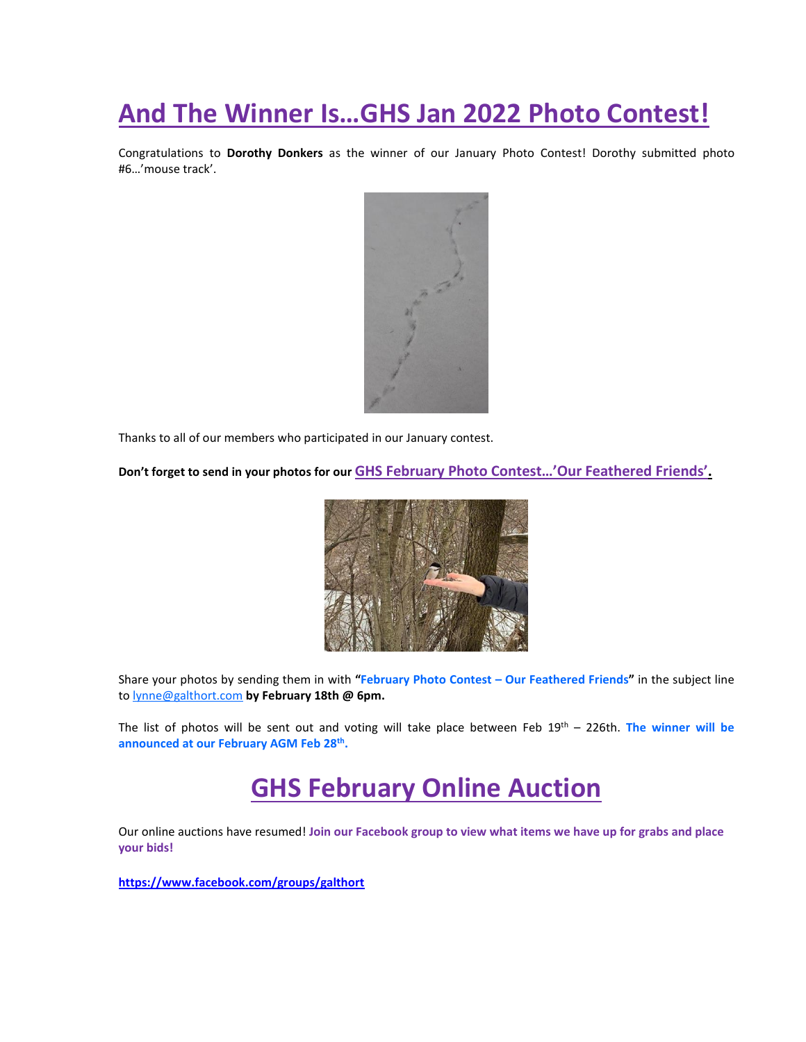# And The Winner Is…GHS Jan 2022 Photo Contest!

Congratulations to **Dorothy Donkers** as the winner of our January Photo Contest! Dorothy submitted photo #6…'mouse track'.

Thanks to all of our members who participated in our January contest.

**Don't forget to send in your photos for our GHS February Photo Contest…'Our Feathered Friends'.**

Share your photos by sending them in with **"February Photo Contest – Our Feathered Friends"** in the subject line to lynne@galthort.com **by February 18th @ 6pm.**

The list of photos will be sent out and voting will take place between Feb 19th – 226th. **The winner will be announced at our February AGM Feb 28th.**

# GHS February Online Auction

Our online auctions have resumed! **Join our Facebook group to view what items we have up for grabs and place your bids!**

**https://www.facebook.com/groups/galthort**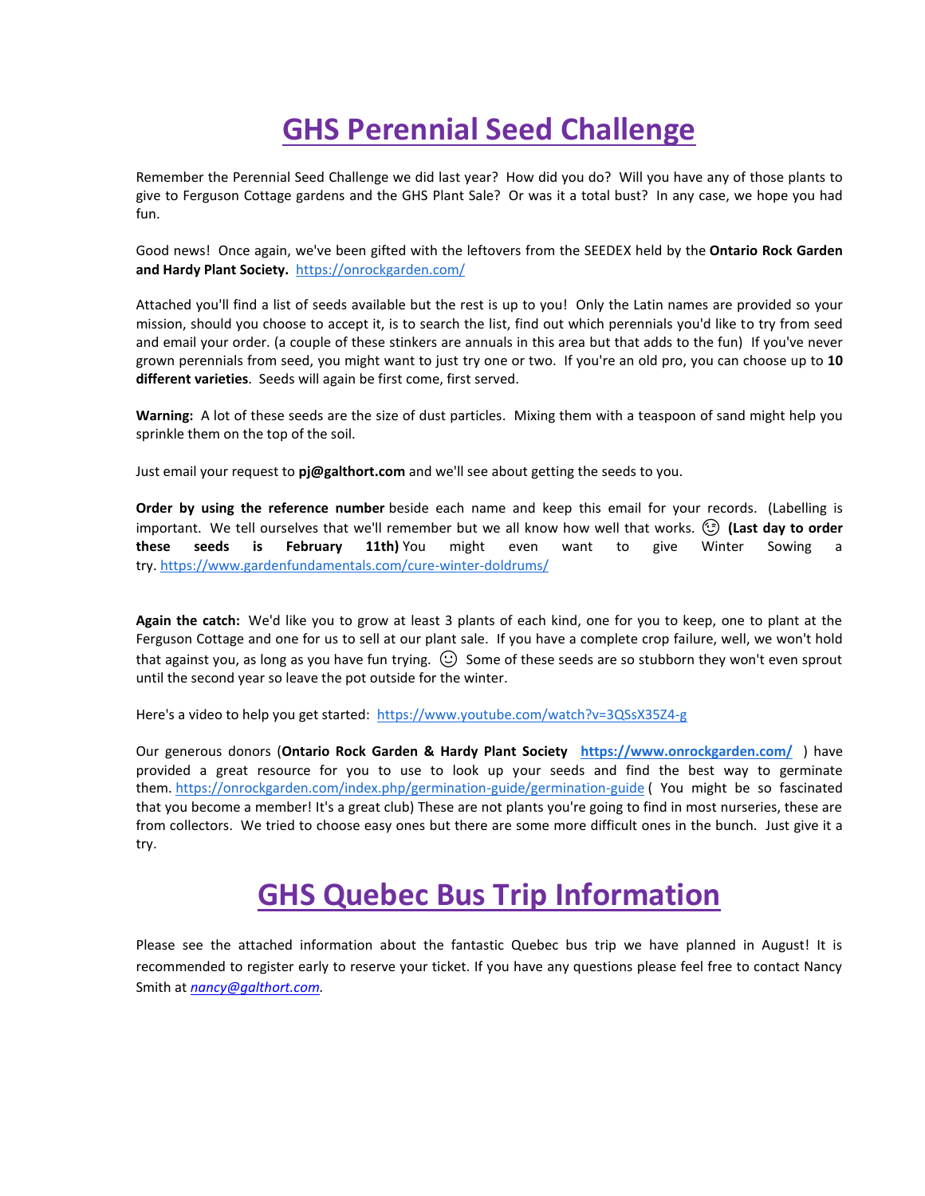# GHS Perennial Seed Challenge

Remember the Perennial Seed Challenge we did last year? How did you do? Will you have any of those plants to give to Ferguson Cottage gardens and the GHS Plant Sale? Or was it a total bust? In any case, we hope you had fun.

Good news! Once again, we've been gifted with the leftovers from the SEEDEX held by the **Ontario Rock Garden and Hardy Plant Society.** https://onrockgarden.com/

Attached you'll find a list of seeds available but the rest is up to you! Only the Latin names are provided so your mission, should you choose to accept it, is to search the list, find out which perennials you'd like to try from seed and email your order. (a couple of these stinkers are annuals in this area but that adds to the fun) If you've never grown perennials from seed, you might want to just try one or two. If you're an old pro, you can choose up to **10 different varieties**. Seeds will again be first come, first served.

**Warning:** A lot of these seeds are the size of dust particles. Mixing them with a teaspoon of sand might help you sprinkle them on the top of the soil.

Just email your request to **pj@galthort.com** and we'll see about getting the seeds to you.

**Order by using the reference number** beside each name and keep this email for your records. (Labelling is important. We tell ourselves that we'll remember but we all know how well that works. 😉 **(Last day to order these seeds is February 11th)** You might even want to give Winter Sowing a try. https://www.gardenfundamentals.com/cure-winter-doldrums/

**Again the catch:** We'd like you to grow at least 3 plants of each kind, one for you to keep, one to plant at the Ferguson Cottage and one for us to sell at our plant sale. If you have a complete crop failure, well, we won't hold that against you, as long as you have fun trying. ☺ Some of these seeds are so stubborn they won't even sprout until the second year so leave the pot outside for the winter.

Here's a video to help you get started: https://www.youtube.com/watch?v=3QSsX35Z4-g

Our generous donors (**Ontario Rock Garden & Hardy Plant Society** **https://www.onrockgarden.com/** ) have provided a great resource for you to use to look up your seeds and find the best way to germinate them. https://onrockgarden.com/index.php/germination-guide/germination-guide ( You might be so fascinated that you become a member! It's a great club) These are not plants you're going to find in most nurseries, these are from collectors. We tried to choose easy ones but there are some more difficult ones in the bunch. Just give it a try.

# GHS Quebec Bus Trip Information

Please see the attached information about the fantastic Quebec bus trip we have planned in August! It is recommended to register early to reserve your ticket. If you have any questions please feel free to contact Nancy Smith at *nancy@galthort.com*.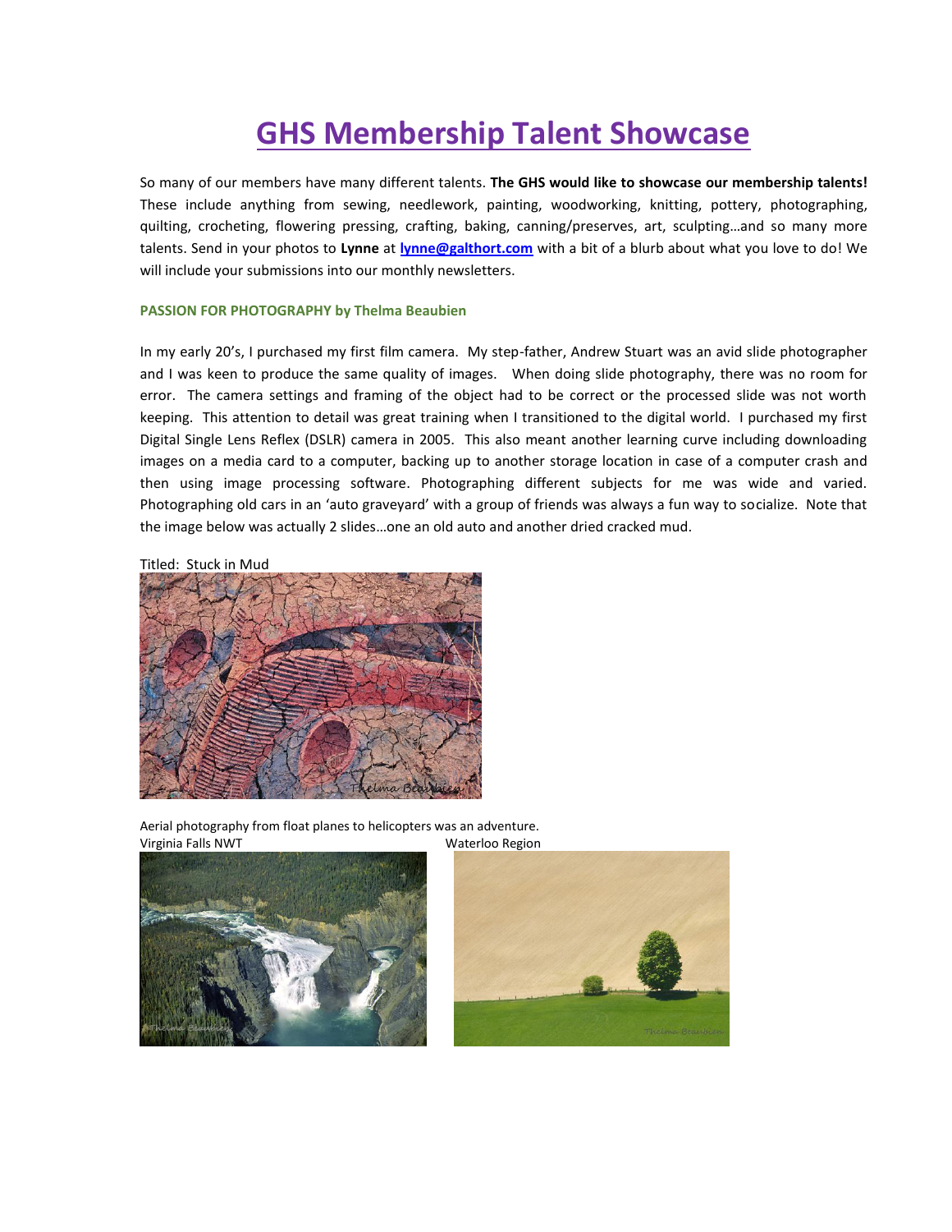# GHS Membership Talent Showcase

So many of our members have many different talents. **The GHS would like to showcase our membership talents!** These include anything from sewing, needlework, painting, woodworking, knitting, pottery, photographing, quilting, crocheting, flowering pressing, crafting, baking, canning/preserves, art, sculpting…and so many more talents. Send in your photos to **Lynne** at **lynne@galthort.com** with a bit of a blurb about what you love to do! We will include your submissions into our monthly newsletters.

**PASSION FOR PHOTOGRAPHY by Thelma Beaubien**

In my early 20's, I purchased my first film camera. My step-father, Andrew Stuart was an avid slide photographer and I was keen to produce the same quality of images. When doing slide photography, there was no room for error. The camera settings and framing of the object had to be correct or the processed slide was not worth keeping. This attention to detail was great training when I transitioned to the digital world. I purchased my first Digital Single Lens Reflex (DSLR) camera in 2005. This also meant another learning curve including downloading images on a media card to a computer, backing up to another storage location in case of a computer crash and then using image processing software. Photographing different subjects for me was wide and varied. Photographing old cars in an 'auto graveyard' with a group of friends was always a fun way to socialize. Note that the image below was actually 2 slides…one an old auto and another dried cracked mud.

Titled: Stuck in Mud

Aerial photography from float planes to helicopters was an adventure.

Virginia Falls NWT

Waterloo Region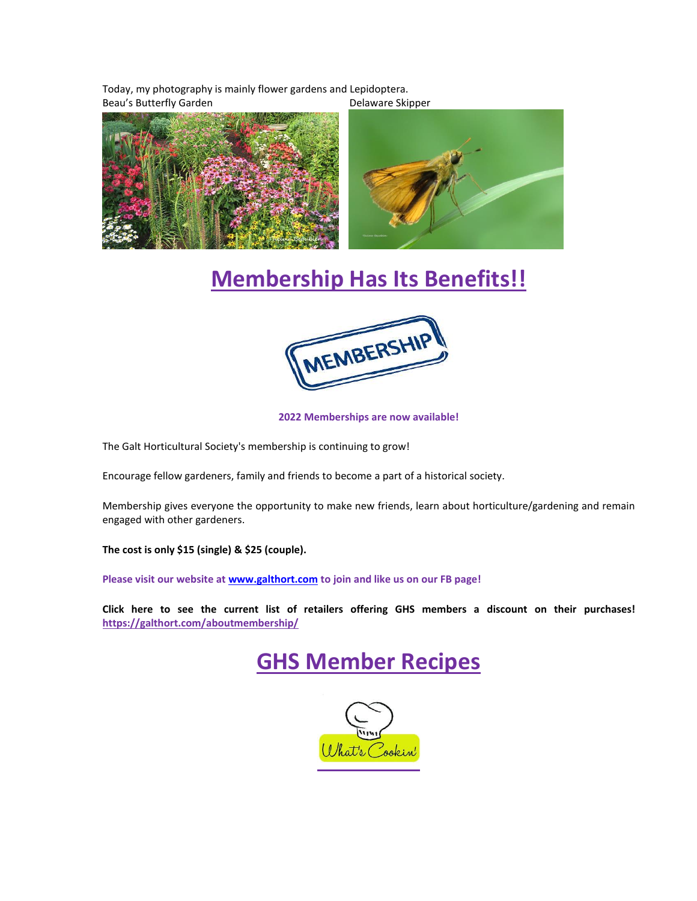Today, my photography is mainly flower gardens and Lepidoptera.

Beau's Butterfly Garden

Delaware Skipper

# Membership Has Its Benefits!!

**2022 Memberships are now available!**

The Galt Horticultural Society's membership is continuing to grow!

Encourage fellow gardeners, family and friends to become a part of a historical society.

Membership gives everyone the opportunity to make new friends, learn about horticulture/gardening and remain engaged with other gardeners.

**The cost is only $15 (single) & $25 (couple).**

**Please visit our website at [www.galthort.com](www.galthort.com) to join and like us on our FB page!**

**Click here to see the current list of retailers offering GHS members a discount on their purchases!** [https://galthort.com/aboutmembership/](https://galthort.com/aboutmembership/)

# GHS Member Recipes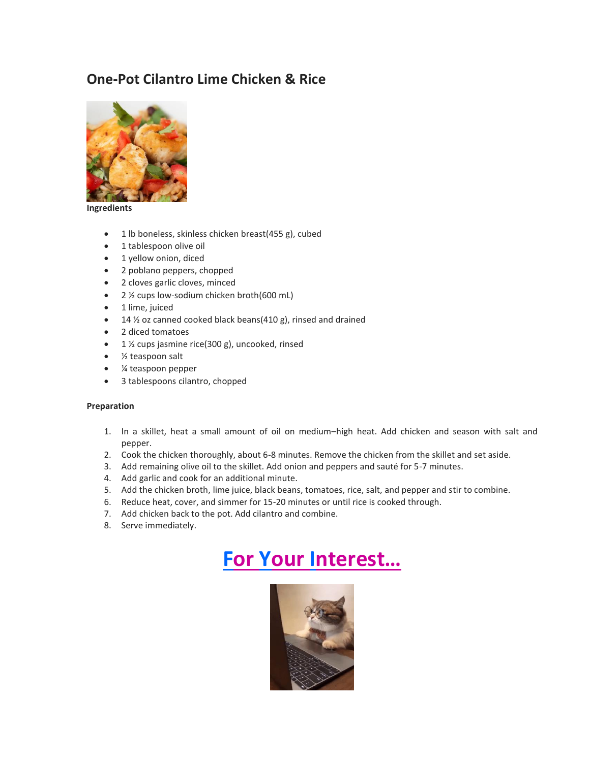## One-Pot Cilantro Lime Chicken & Rice

**Ingredients**

- 1 lb boneless, skinless chicken breast(455 g), cubed
- 1 tablespoon olive oil
- 1 yellow onion, diced
- 2 poblano peppers, chopped
- 2 cloves garlic cloves, minced
- 2 ½ cups low-sodium chicken broth(600 mL)
- 1 lime, juiced
- 14 ½ oz canned cooked black beans(410 g), rinsed and drained
- 2 diced tomatoes
- 1 ½ cups jasmine rice(300 g), uncooked, rinsed
- ½ teaspoon salt
- ¼ teaspoon pepper
- 3 tablespoons cilantro, chopped

**Preparation**

1. In a skillet, heat a small amount of oil on medium–high heat. Add chicken and season with salt and pepper.
2. Cook the chicken thoroughly, about 6-8 minutes. Remove the chicken from the skillet and set aside.
3. Add remaining olive oil to the skillet. Add onion and peppers and sauté for 5-7 minutes.
4. Add garlic and cook for an additional minute.
5. Add the chicken broth, lime juice, black beans, tomatoes, rice, salt, and pepper and stir to combine.
6. Reduce heat, cover, and simmer for 15-20 minutes or until rice is cooked through.
7. Add chicken back to the pot. Add cilantro and combine.
8. Serve immediately.

# For Your Interest…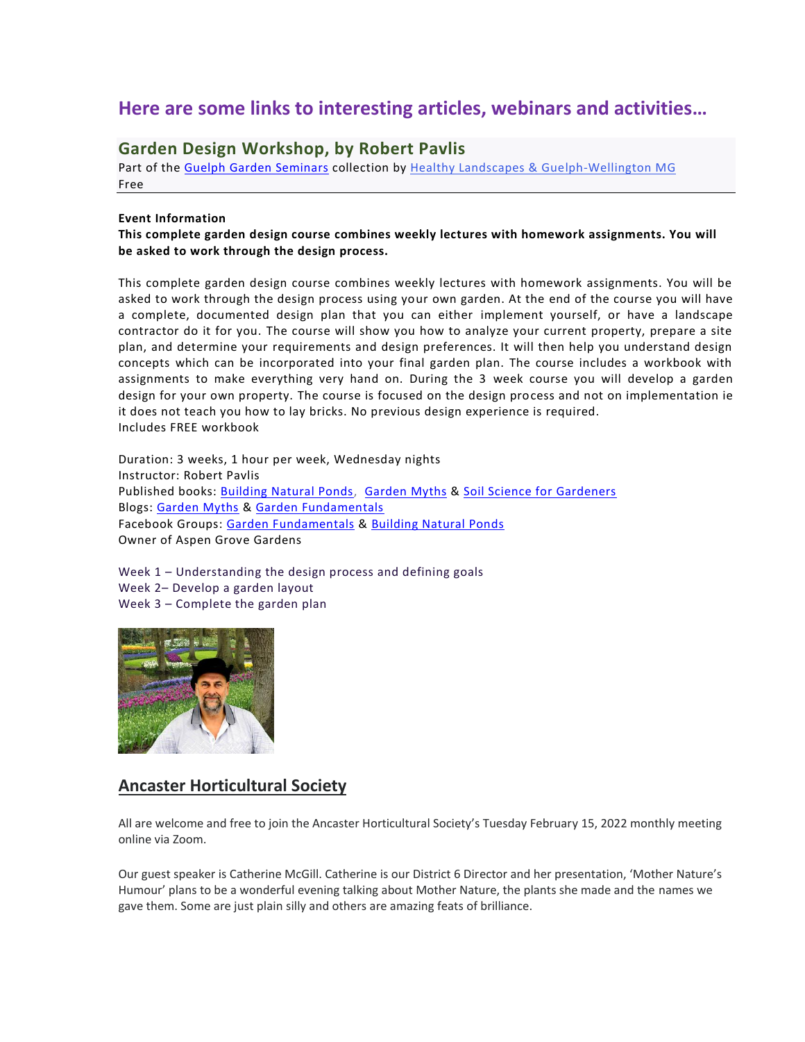# Here are some links to interesting articles, webinars and activities…

## Garden Design Workshop, by Robert Pavlis

Part of the Guelph Garden Seminars collection by Healthy Landscapes & Guelph-Wellington MG
Free

**Event Information**
**This complete garden design course combines weekly lectures with homework assignments. You will be asked to work through the design process.**

This complete garden design course combines weekly lectures with homework assignments. You will be asked to work through the design process using your own garden. At the end of the course you will have a complete, documented design plan that you can either implement yourself, or have a landscape contractor do it for you. The course will show you how to analyze your current property, prepare a site plan, and determine your requirements and design preferences. It will then help you understand design concepts which can be incorporated into your final garden plan. The course includes a workbook with assignments to make everything very hand on. During the 3 week course you will develop a garden design for your own property. The course is focused on the design process and not on implementation ie it does not teach you how to lay bricks. No previous design experience is required.
Includes FREE workbook

Duration: 3 weeks, 1 hour per week, Wednesday nights
Instructor: Robert Pavlis
Published books: Building Natural Ponds, Garden Myths & Soil Science for Gardeners
Blogs: Garden Myths & Garden Fundamentals
Facebook Groups: Garden Fundamentals & Building Natural Ponds
Owner of Aspen Grove Gardens

Week 1 – Understanding the design process and defining goals
Week 2– Develop a garden layout
Week 3 – Complete the garden plan

## Ancaster Horticultural Society

All are welcome and free to join the Ancaster Horticultural Society's Tuesday February 15, 2022 monthly meeting online via Zoom.

Our guest speaker is Catherine McGill. Catherine is our District 6 Director and her presentation, 'Mother Nature's Humour' plans to be a wonderful evening talking about Mother Nature, the plants she made and the names we gave them. Some are just plain silly and others are amazing feats of brilliance.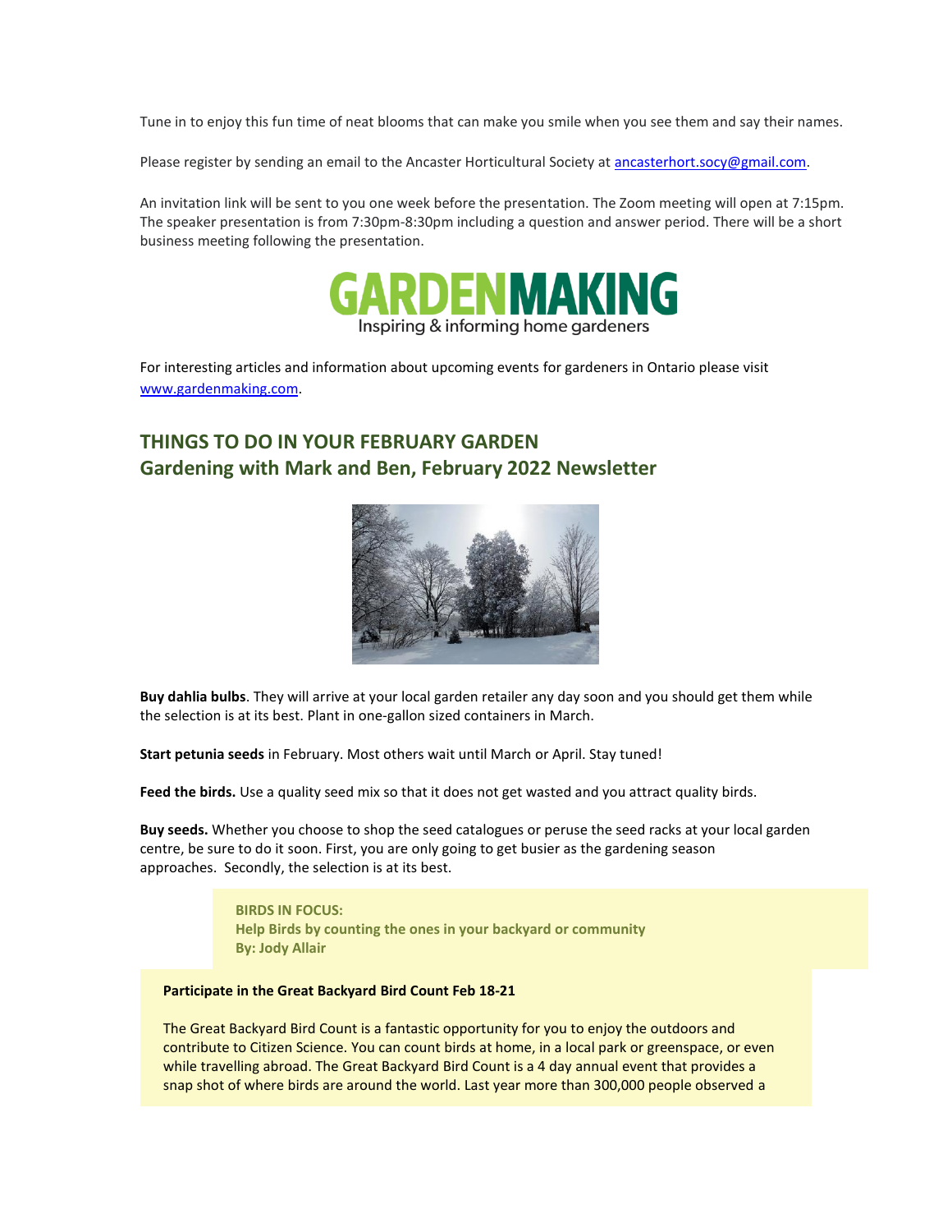Tune in to enjoy this fun time of neat blooms that can make you smile when you see them and say their names.

Please register by sending an email to the Ancaster Horticultural Society at ancasterhort.socy@gmail.com.

An invitation link will be sent to you one week before the presentation. The Zoom meeting will open at 7:15pm. The speaker presentation is from 7:30pm-8:30pm including a question and answer period. There will be a short business meeting following the presentation.

**GARDENMAKING**
Inspiring & informing home gardeners

For interesting articles and information about upcoming events for gardeners in Ontario please visit www.gardenmaking.com.

## THINGS TO DO IN YOUR FEBRUARY GARDEN
## Gardening with Mark and Ben, February 2022 Newsletter

**Buy dahlia bulbs**. They will arrive at your local garden retailer any day soon and you should get them while the selection is at its best. Plant in one-gallon sized containers in March.

**Start petunia seeds** in February. Most others wait until March or April. Stay tuned!

**Feed the birds.** Use a quality seed mix so that it does not get wasted and you attract quality birds.

**Buy seeds.** Whether you choose to shop the seed catalogues or peruse the seed racks at your local garden centre, be sure to do it soon. First, you are only going to get busier as the gardening season approaches. Secondly, the selection is at its best.

**BIRDS IN FOCUS:**
**Help Birds by counting the ones in your backyard or community**
**By: Jody Allair**

**Participate in the Great Backyard Bird Count Feb 18-21**

The Great Backyard Bird Count is a fantastic opportunity for you to enjoy the outdoors and contribute to Citizen Science. You can count birds at home, in a local park or greenspace, or even while travelling abroad. The Great Backyard Bird Count is a 4 day annual event that provides a snap shot of where birds are around the world. Last year more than 300,000 people observed a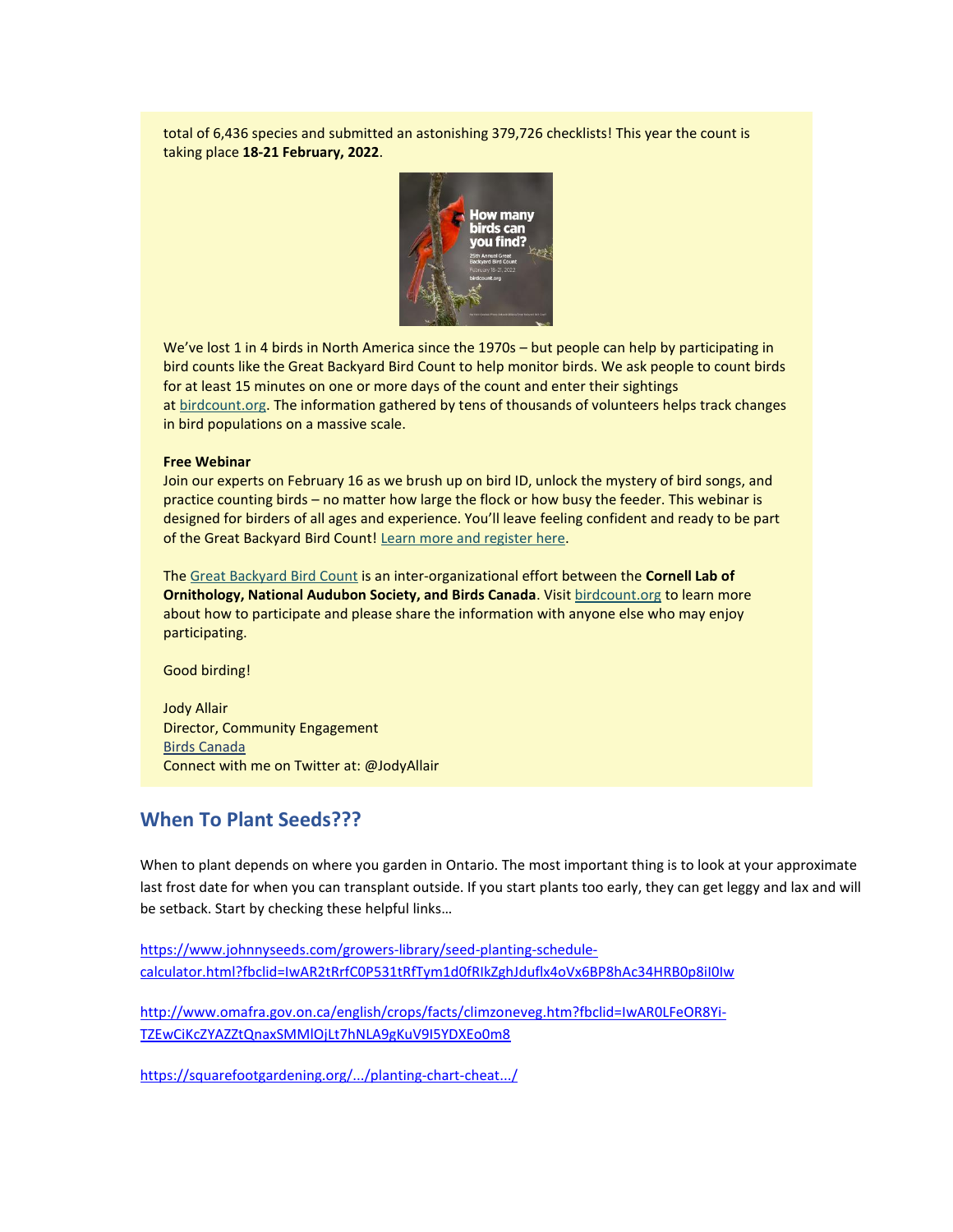total of 6,436 species and submitted an astonishing 379,726 checklists! This year the count is taking place **18-21 February, 2022**.

We've lost 1 in 4 birds in North America since the 1970s – but people can help by participating in bird counts like the Great Backyard Bird Count to help monitor birds. We ask people to count birds for at least 15 minutes on one or more days of the count and enter their sightings at [birdcount.org](birdcount.org). The information gathered by tens of thousands of volunteers helps track changes in bird populations on a massive scale.

**Free Webinar**
Join our experts on February 16 as we brush up on bird ID, unlock the mystery of bird songs, and practice counting birds – no matter how large the flock or how busy the feeder. This webinar is designed for birders of all ages and experience. You'll leave feeling confident and ready to be part of the Great Backyard Bird Count! [Learn more and register here](#).

The [Great Backyard Bird Count](#) is an inter-organizational effort between the **Cornell Lab of Ornithology, National Audubon Society, and Birds Canada**. Visit [birdcount.org](birdcount.org) to learn more about how to participate and please share the information with anyone else who may enjoy participating.

Good birding!

Jody Allair
Director, Community Engagement
[Birds Canada](#)
Connect with me on Twitter at: @JodyAllair

## When To Plant Seeds???

When to plant depends on where you garden in Ontario. The most important thing is to look at your approximate last frost date for when you can transplant outside. If you start plants too early, they can get leggy and lax and will be setback. Start by checking these helpful links…

https://www.johnnyseeds.com/growers-library/seed-planting-schedule-calculator.html?fbclid=IwAR2tRrfC0P531tRfTym1d0fRIkZghJduflx4oVx6BP8hAc34HRB0p8iI0Iw

http://www.omafra.gov.on.ca/english/crops/facts/climzoneveg.htm?fbclid=IwAR0LFeOR8Yi-TZEwCiKcZYAZZtQnaxSMMlOjLt7hNLA9gKuV9I5YDXEo0m8

https://squarefootgardening.org/.../planting-chart-cheat.../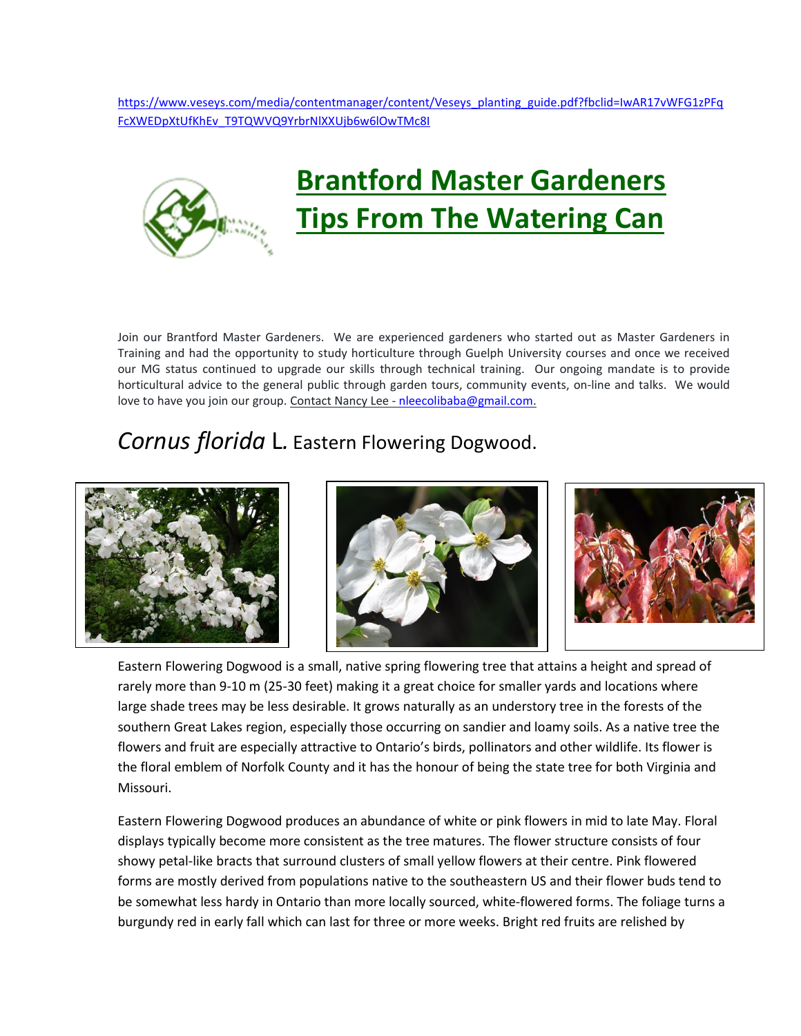https://www.veseys.com/media/contentmanager/content/Veseys_planting_guide.pdf?fbclid=IwAR17vWFG1zPFqFcXWEDpXtUfKhEv_T9TQWVQ9YrbrNlXXUjb6w6lOwTMc8I

# Brantford Master Gardeners
# Tips From The Watering Can

Join our Brantford Master Gardeners. We are experienced gardeners who started out as Master Gardeners in Training and had the opportunity to study horticulture through Guelph University courses and once we received our MG status continued to upgrade our skills through technical training. Our ongoing mandate is to provide horticultural advice to the general public through garden tours, community events, on-line and talks. We would love to have you join our group. Contact Nancy Lee - nleecolibaba@gmail.com.

## *Cornus florida* L. Eastern Flowering Dogwood.

Eastern Flowering Dogwood is a small, native spring flowering tree that attains a height and spread of rarely more than 9-10 m (25-30 feet) making it a great choice for smaller yards and locations where large shade trees may be less desirable. It grows naturally as an understory tree in the forests of the southern Great Lakes region, especially those occurring on sandier and loamy soils. As a native tree the flowers and fruit are especially attractive to Ontario's birds, pollinators and other wildlife. Its flower is the floral emblem of Norfolk County and it has the honour of being the state tree for both Virginia and Missouri.

Eastern Flowering Dogwood produces an abundance of white or pink flowers in mid to late May. Floral displays typically become more consistent as the tree matures. The flower structure consists of four showy petal-like bracts that surround clusters of small yellow flowers at their centre. Pink flowered forms are mostly derived from populations native to the southeastern US and their flower buds tend to be somewhat less hardy in Ontario than more locally sourced, white-flowered forms. The foliage turns a burgundy red in early fall which can last for three or more weeks. Bright red fruits are relished by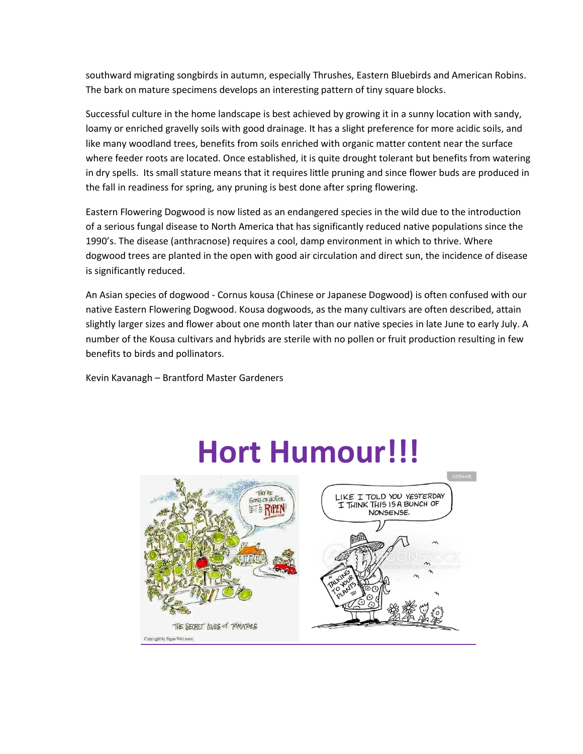southward migrating songbirds in autumn, especially Thrushes, Eastern Bluebirds and American Robins. The bark on mature specimens develops an interesting pattern of tiny square blocks.

Successful culture in the home landscape is best achieved by growing it in a sunny location with sandy, loamy or enriched gravelly soils with good drainage. It has a slight preference for more acidic soils, and like many woodland trees, benefits from soils enriched with organic matter content near the surface where feeder roots are located. Once established, it is quite drought tolerant but benefits from watering in dry spells. Its small stature means that it requires little pruning and since flower buds are produced in the fall in readiness for spring, any pruning is best done after spring flowering.

Eastern Flowering Dogwood is now listed as an endangered species in the wild due to the introduction of a serious fungal disease to North America that has significantly reduced native populations since the 1990's. The disease (anthracnose) requires a cool, damp environment in which to thrive. Where dogwood trees are planted in the open with good air circulation and direct sun, the incidence of disease is significantly reduced.

An Asian species of dogwood - Cornus kousa (Chinese or Japanese Dogwood) is often confused with our native Eastern Flowering Dogwood. Kousa dogwoods, as the many cultivars are often described, attain slightly larger sizes and flower about one month later than our native species in late June to early July. A number of the Kousa cultivars and hybrids are sterile with no pollen or fruit production resulting in few benefits to birds and pollinators.

Kevin Kavanagh – Brantford Master Gardeners

# Hort Humour!!!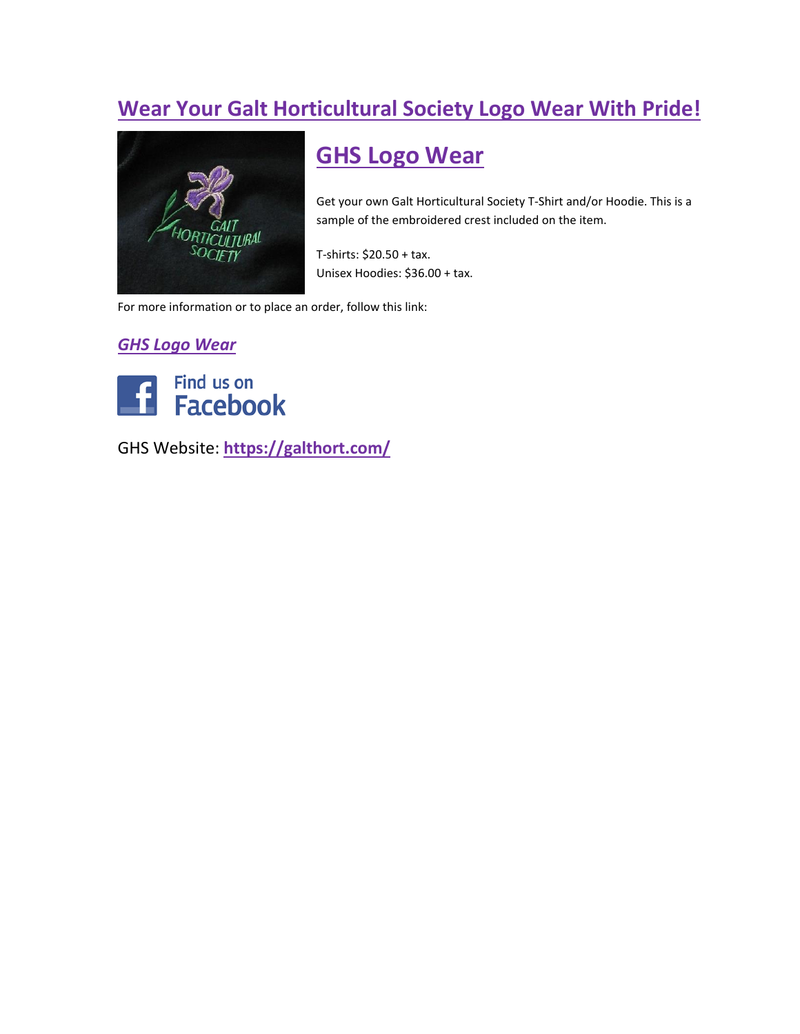# Wear Your Galt Horticultural Society Logo Wear With Pride!

## GHS Logo Wear

Get your own Galt Horticultural Society T-Shirt and/or Hoodie. This is a sample of the embroidered crest included on the item.

T-shirts: $20.50 + tax.
Unisex Hoodies: $36.00 + tax.

For more information or to place an order, follow this link:

***GHS Logo Wear***

Find us on Facebook

GHS Website: **https://galthort.com/**